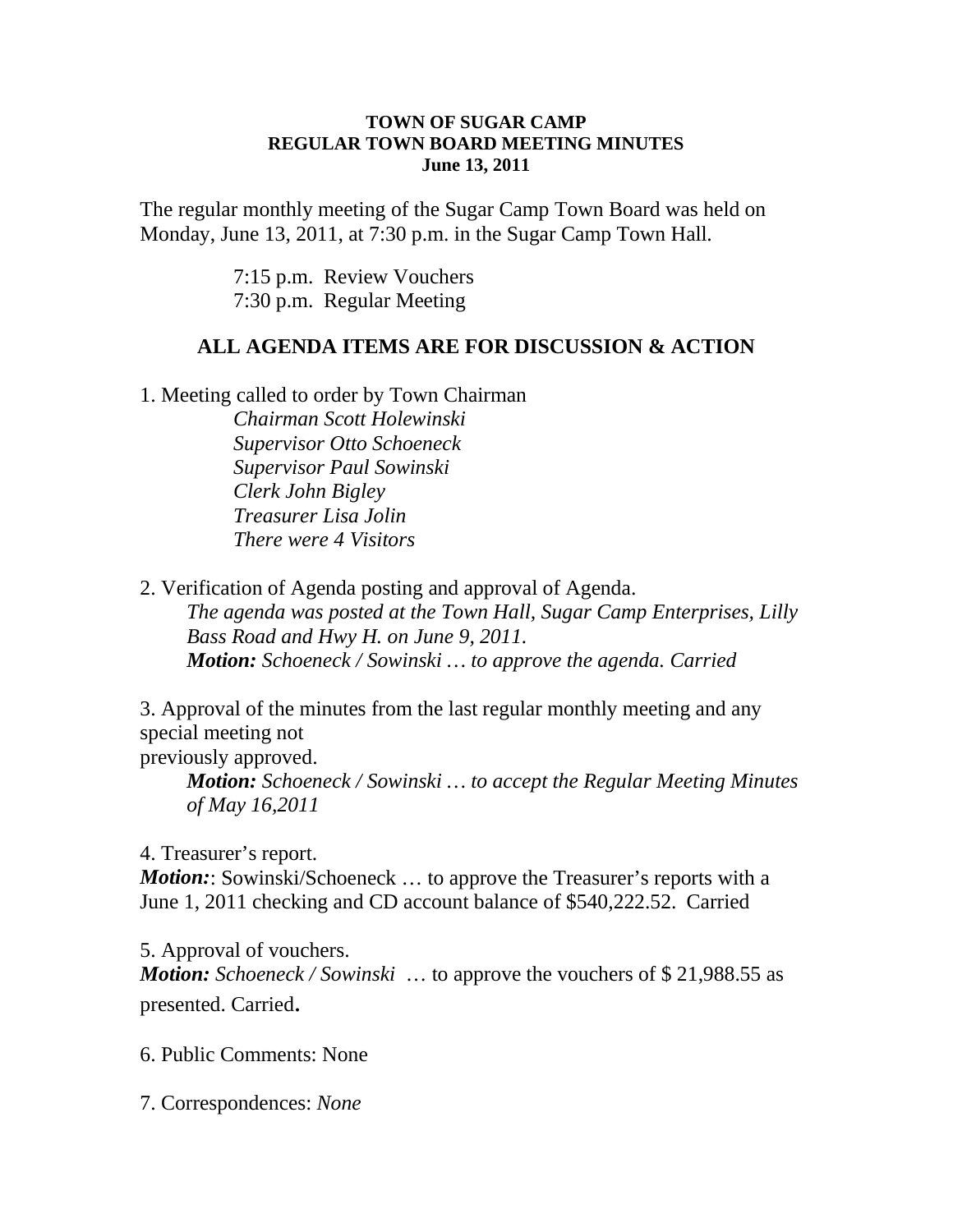**TOWN OF SUGAR CAMP**
**REGULAR TOWN BOARD MEETING MINUTES**
**June 13, 2011**

The regular monthly meeting of the Sugar Camp Town Board was held on Monday, June 13, 2011, at 7:30 p.m. in the Sugar Camp Town Hall.

7:15 p.m. Review Vouchers
7:30 p.m. Regular Meeting

**ALL AGENDA ITEMS ARE FOR DISCUSSION & ACTION**

1. Meeting called to order by Town Chairman
   *Chairman Scott Holewinski*
   *Supervisor Otto Schoeneck*
   *Supervisor Paul Sowinski*
   *Clerk John Bigley*
   *Treasurer Lisa Jolin*
   *There were 4 Visitors*

2. Verification of Agenda posting and approval of Agenda.
   *The agenda was posted at the Town Hall, Sugar Camp Enterprises, Lilly Bass Road and Hwy H. on June 9, 2011.*
   ***Motion:** Schoeneck / Sowinski … to approve the agenda. Carried*

3. Approval of the minutes from the last regular monthly meeting and any special meeting not
previously approved.
   ***Motion:** Schoeneck / Sowinski … to accept the Regular Meeting Minutes of May 16,2011*

4. Treasurer's report.
***Motion:***: Sowinski/Schoeneck … to approve the Treasurer's reports with a June 1, 2011 checking and CD account balance of $540,222.52. Carried

5. Approval of vouchers.
***Motion:** Schoeneck / Sowinski* … to approve the vouchers of $ 21,988.55 as presented. Carried**.**

6. Public Comments: None

7. Correspondences: *None*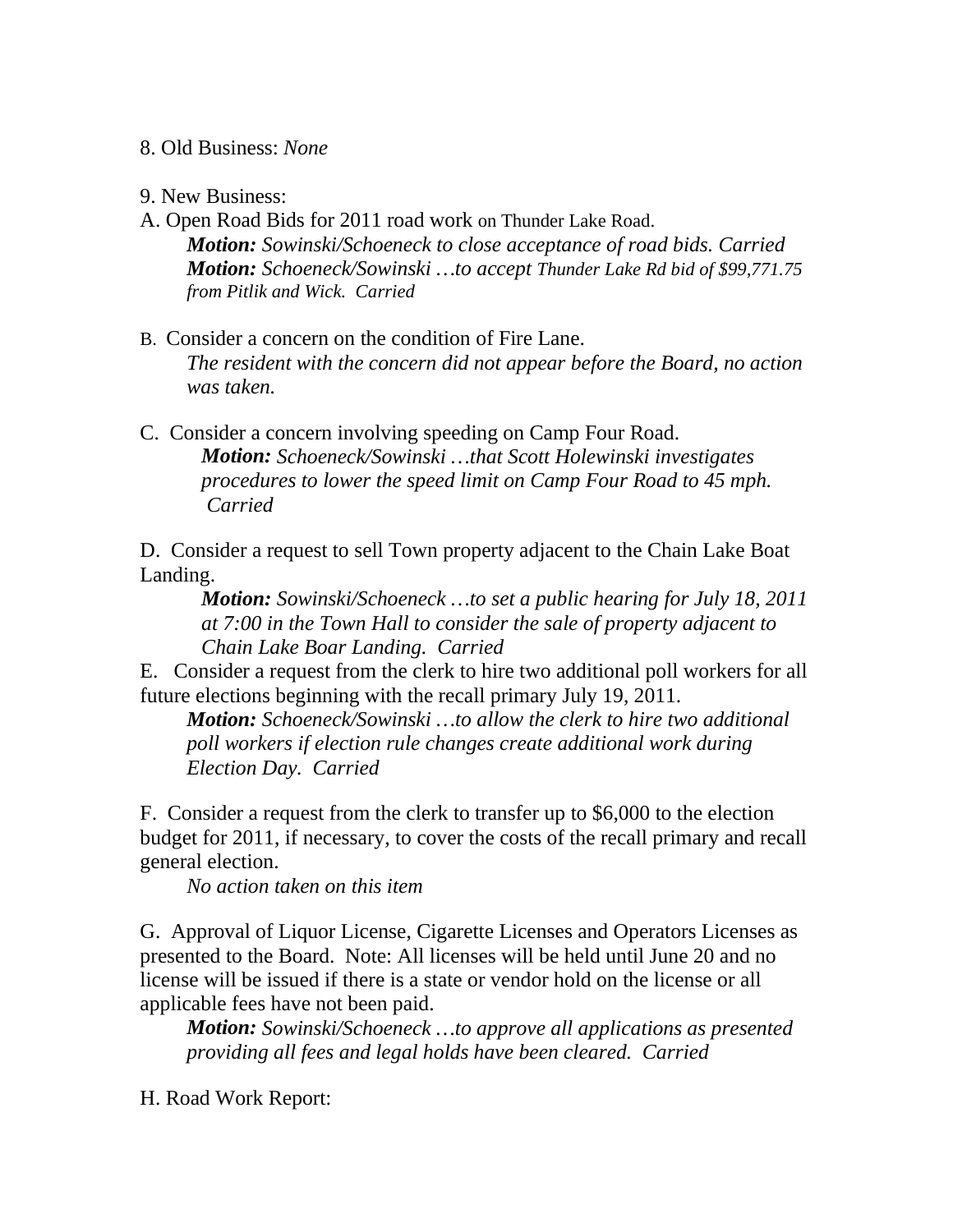8. Old Business: *None*

9. New Business:

A. Open Road Bids for 2011 road work on Thunder Lake Road.

> ***Motion:*** *Sowinski/Schoeneck to close acceptance of road bids. Carried*
> ***Motion:*** *Schoeneck/Sowinski …to accept Thunder Lake Rd bid of $99,771.75 from Pitlik and Wick. Carried*

B. Consider a concern on the condition of Fire Lane.

> *The resident with the concern did not appear before the Board, no action was taken.*

C. Consider a concern involving speeding on Camp Four Road.

> ***Motion:*** *Schoeneck/Sowinski …that Scott Holewinski investigates procedures to lower the speed limit on Camp Four Road to 45 mph. Carried*

D. Consider a request to sell Town property adjacent to the Chain Lake Boat Landing.

> ***Motion:*** *Sowinski/Schoeneck …to set a public hearing for July 18, 2011 at 7:00 in the Town Hall to consider the sale of property adjacent to Chain Lake Boar Landing. Carried*

E. Consider a request from the clerk to hire two additional poll workers for all future elections beginning with the recall primary July 19, 2011.

> ***Motion:*** *Schoeneck/Sowinski …to allow the clerk to hire two additional poll workers if election rule changes create additional work during Election Day. Carried*

F. Consider a request from the clerk to transfer up to $6,000 to the election budget for 2011, if necessary, to cover the costs of the recall primary and recall general election.

> *No action taken on this item*

G. Approval of Liquor License, Cigarette Licenses and Operators Licenses as presented to the Board. Note: All licenses will be held until June 20 and no license will be issued if there is a state or vendor hold on the license or all applicable fees have not been paid.

> ***Motion:*** *Sowinski/Schoeneck …to approve all applications as presented providing all fees and legal holds have been cleared. Carried*

H. Road Work Report: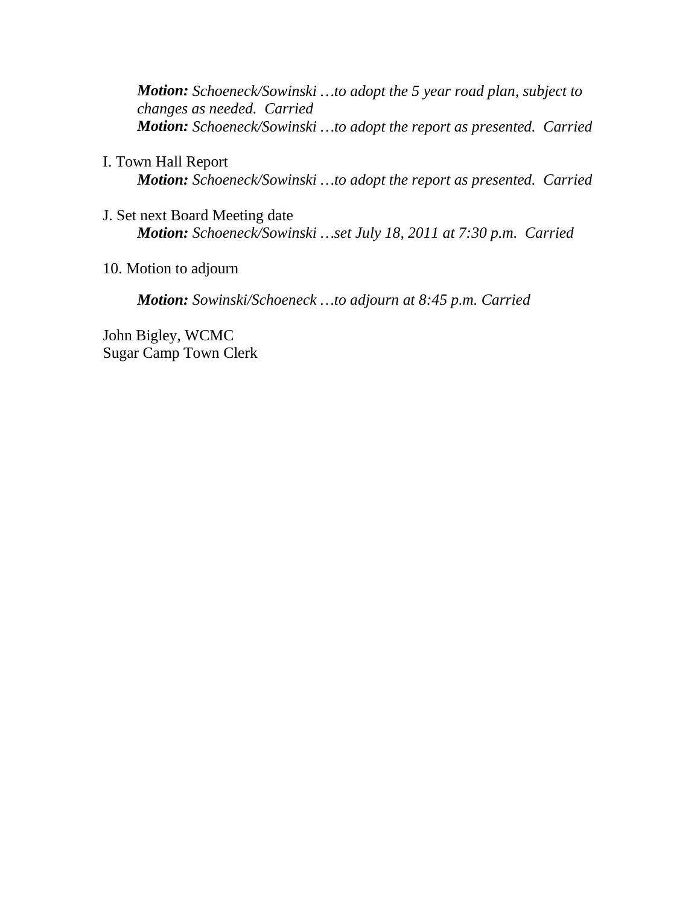***Motion:*** *Schoeneck/Sowinski …to adopt the 5 year road plan, subject to changes as needed. Carried*
***Motion:*** *Schoeneck/Sowinski …to adopt the report as presented. Carried*

I. Town Hall Report
***Motion:*** *Schoeneck/Sowinski …to adopt the report as presented. Carried*

J. Set next Board Meeting date
***Motion:*** *Schoeneck/Sowinski …set July 18, 2011 at 7:30 p.m. Carried*

10. Motion to adjourn

***Motion:*** *Sowinski/Schoeneck …to adjourn at 8:45 p.m. Carried*

John Bigley, WCMC
Sugar Camp Town Clerk